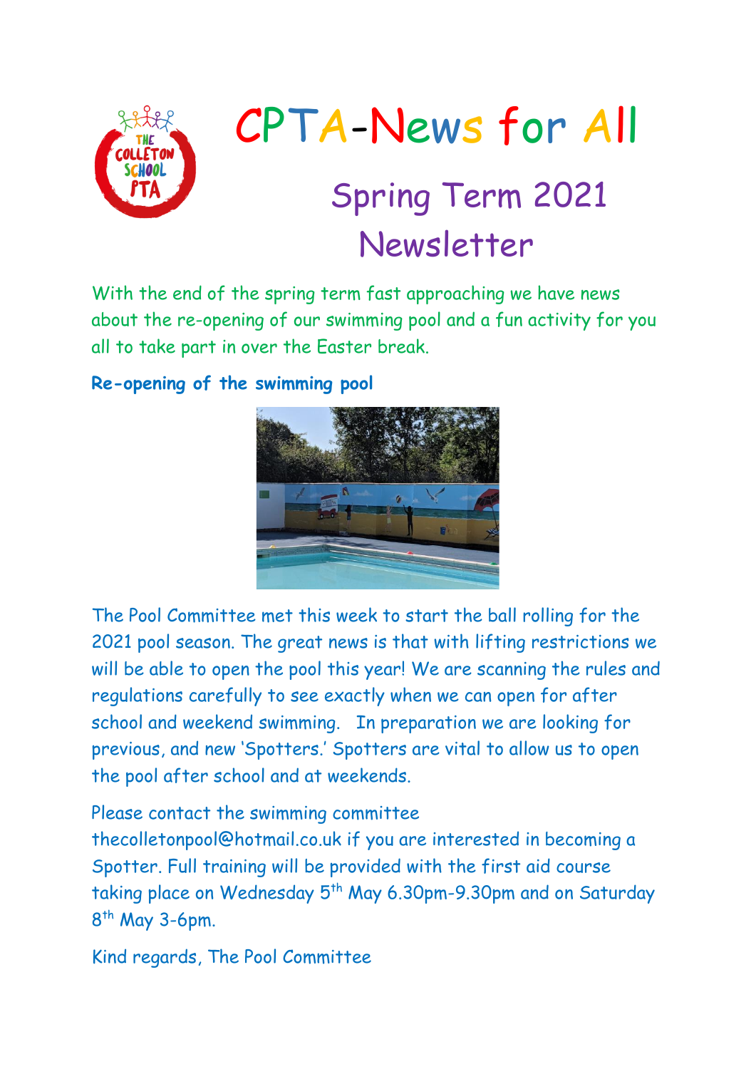# CPTA-News for All

## Spring Term 2021 Newsletter

With the end of the spring term fast approaching we have news about the re-opening of our swimming pool and a fun activity for you all to take part in over the Easter break.

**Re-opening of the swimming pool**

The Pool Committee met this week to start the ball rolling for the 2021 pool season. The great news is that with lifting restrictions we will be able to open the pool this year! We are scanning the rules and regulations carefully to see exactly when we can open for after school and weekend swimming. In preparation we are looking for previous, and new 'Spotters.' Spotters are vital to allow us to open the pool after school and at weekends.

Please contact the swimming committee thecolletonpool@hotmail.co.uk if you are interested in becoming a Spotter. Full training will be provided with the first aid course taking place on Wednesday 5th May 6.30pm-9.30pm and on Saturday 8th May 3-6pm.

Kind regards, The Pool Committee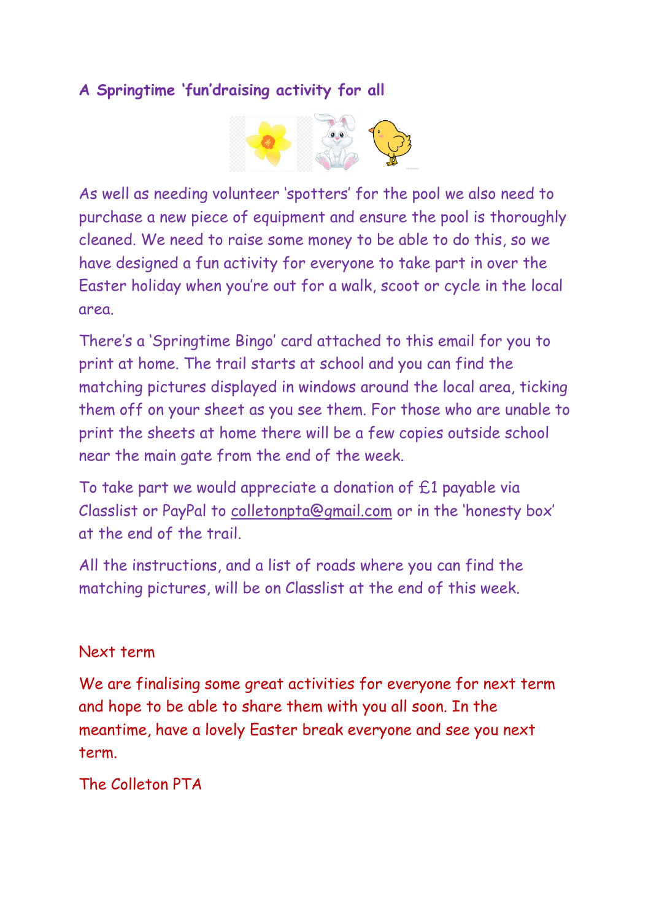## A Springtime 'fun'draising activity for all

As well as needing volunteer 'spotters' for the pool we also need to purchase a new piece of equipment and ensure the pool is thoroughly cleaned. We need to raise some money to be able to do this, so we have designed a fun activity for everyone to take part in over the Easter holiday when you're out for a walk, scoot or cycle in the local area.

There's a 'Springtime Bingo' card attached to this email for you to print at home. The trail starts at school and you can find the matching pictures displayed in windows around the local area, ticking them off on your sheet as you see them. For those who are unable to print the sheets at home there will be a few copies outside school near the main gate from the end of the week.

To take part we would appreciate a donation of £1 payable via Classlist or PayPal to colletonpta@gmail.com or in the 'honesty box' at the end of the trail.

All the instructions, and a list of roads where you can find the matching pictures, will be on Classlist at the end of this week.

## Next term

We are finalising some great activities for everyone for next term and hope to be able to share them with you all soon. In the meantime, have a lovely Easter break everyone and see you next term.

The Colleton PTA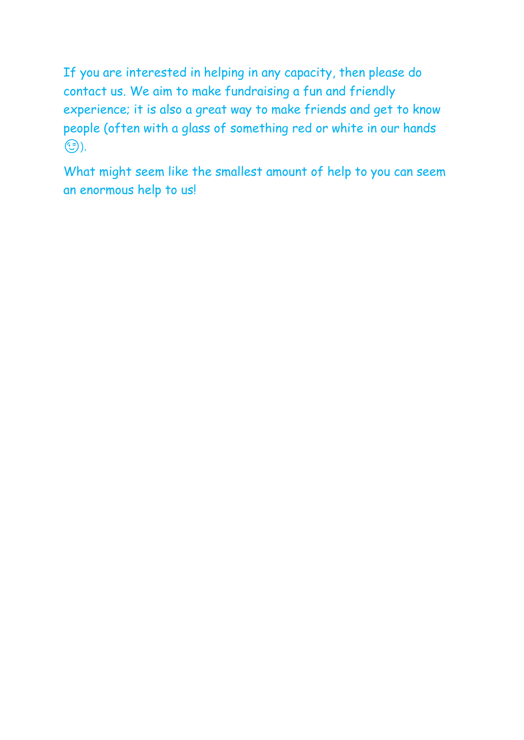If you are interested in helping in any capacity, then please do contact us. We aim to make fundraising a fun and friendly experience; it is also a great way to make friends and get to know people (often with a glass of something red or white in our hands 😉).

What might seem like the smallest amount of help to you can seem an enormous help to us!